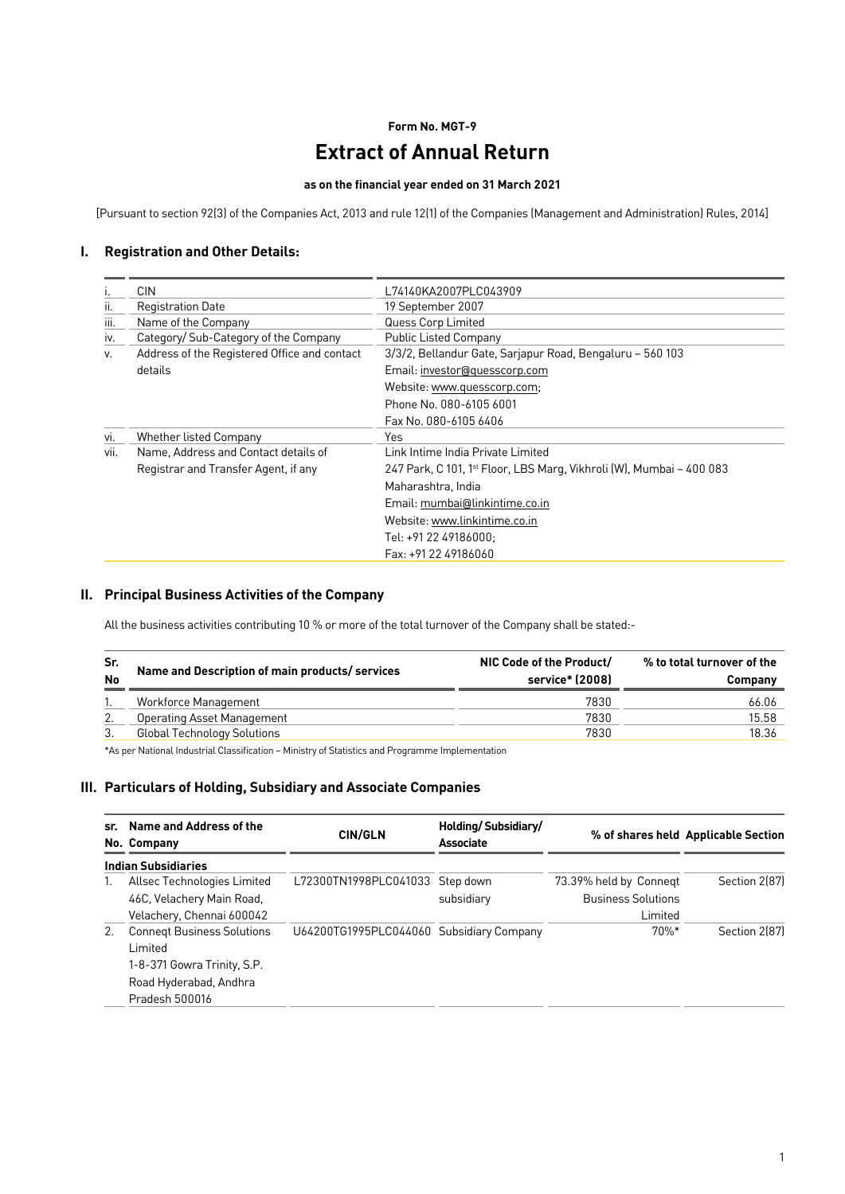**Form No. MGT-9**

# Extract of Annual Return

**as on the financial year ended on 31 March 2021**

[Pursuant to section 92(3) of the Companies Act, 2013 and rule 12(1) of the Companies (Management and Administration) Rules, 2014]

## I. Registration and Other Details:

| | | |
|---|---|---|
| i. | CIN | L74140KA2007PLC043909 |
| ii. | Registration Date | 19 September 2007 |
| iii. | Name of the Company | Quess Corp Limited |
| iv. | Category/ Sub-Category of the Company | Public Listed Company |
| v. | Address of the Registered Office and contact details | 3/3/2, Bellandur Gate, Sarjapur Road, Bengaluru – 560 103<br>Email: investor@quesscorp.com<br>Website: www.quesscorp.com;<br>Phone No. 080-6105 6001<br>Fax No. 080-6105 6406 |
| vi. | Whether listed Company | Yes |
| vii. | Name, Address and Contact details of Registrar and Transfer Agent, if any | Link Intime India Private Limited<br>247 Park, C 101, 1st Floor, LBS Marg, Vikhroli (W), Mumbai – 400 083<br>Maharashtra, India<br>Email: mumbai@linkintime.co.in<br>Website: www.linkintime.co.in<br>Tel: +91 22 49186000;<br>Fax: +91 22 49186060 |

## II. Principal Business Activities of the Company

All the business activities contributing 10 % or more of the total turnover of the Company shall be stated:-

| Sr. No | Name and Description of main products/ services | NIC Code of the Product/ service* (2008) | % to total turnover of the Company |
|---|---|---|---|
| 1. | Workforce Management | 7830 | 66.06 |
| 2. | Operating Asset Management | 7830 | 15.58 |
| 3. | Global Technology Solutions | 7830 | 18.36 |

*As per National Industrial Classification – Ministry of Statistics and Programme Implementation

## III. Particulars of Holding, Subsidiary and Associate Companies

| sr. No. | Name and Address of the Company | CIN/GLN | Holding/ Subsidiary/ Associate | % of shares held | Applicable Section |
|---|---|---|---|---|---|
| **Indian Subsidiaries** | | | | | |
| 1. | Allsec Technologies Limited 46C, Velachery Main Road, Velachery, Chennai 600042 | L72300TN1998PLC041033 | Step down subsidiary | 73.39% held by Conneqt Business Solutions Limited | Section 2(87) |
| 2. | Conneqt Business Solutions Limited 1-8-371 Gowra Trinity, S.P. Road Hyderabad, Andhra Pradesh 500016 | U64200TG1995PLC044060 | Subsidiary Company | 70%* | Section 2(87) |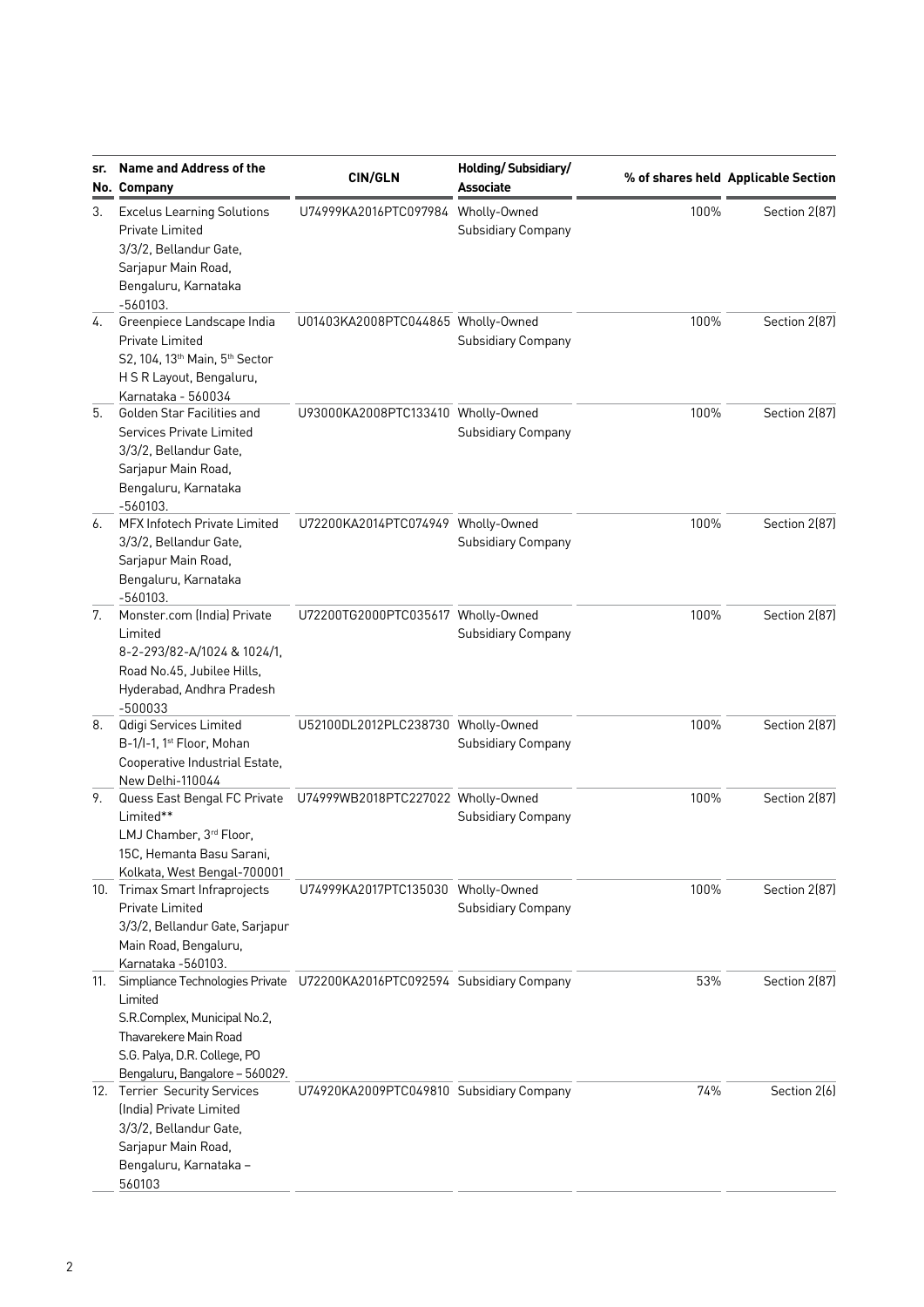| sr. No. | Name and Address of the Company | CIN/GLN | Holding/ Subsidiary/ Associate | % of shares held | Applicable Section |
|---|---|---|---|---|---|
| 3. | Excelus Learning Solutions Private Limited 3/3/2, Bellandur Gate, Sarjapur Main Road, Bengaluru, Karnataka -560103. | U74999KA2016PTC097984 | Wholly-Owned Subsidiary Company | 100% | Section 2(87) |
| 4. | Greenpiece Landscape India Private Limited S2, 104, 13th Main, 5th Sector H S R Layout, Bengaluru, Karnataka - 560034 | U01403KA2008PTC044865 | Wholly-Owned Subsidiary Company | 100% | Section 2(87) |
| 5. | Golden Star Facilities and Services Private Limited 3/3/2, Bellandur Gate, Sarjapur Main Road, Bengaluru, Karnataka -560103. | U93000KA2008PTC133410 | Wholly-Owned Subsidiary Company | 100% | Section 2(87) |
| 6. | MFX Infotech Private Limited 3/3/2, Bellandur Gate, Sarjapur Main Road, Bengaluru, Karnataka -560103. | U72200KA2014PTC074949 | Wholly-Owned Subsidiary Company | 100% | Section 2(87) |
| 7. | Monster.com (India) Private Limited 8-2-293/82-A/1024 & 1024/1, Road No.45, Jubilee Hills, Hyderabad, Andhra Pradesh -500033 | U72200TG2000PTC035617 | Wholly-Owned Subsidiary Company | 100% | Section 2(87) |
| 8. | Qdigi Services Limited B-1/I-1, 1st Floor, Mohan Cooperative Industrial Estate, New Delhi-110044 | U52100DL2012PLC238730 | Wholly-Owned Subsidiary Company | 100% | Section 2(87) |
| 9. | Quess East Bengal FC Private Limited** LMJ Chamber, 3rd Floor, 15C, Hemanta Basu Sarani, Kolkata, West Bengal-700001 | U74999WB2018PTC227022 | Wholly-Owned Subsidiary Company | 100% | Section 2(87) |
| 10. | Trimax Smart Infraprojects Private Limited 3/3/2, Bellandur Gate, Sarjapur Main Road, Bengaluru, Karnataka -560103. | U74999KA2017PTC135030 | Wholly-Owned Subsidiary Company | 100% | Section 2(87) |
| 11. | Simpliance Technologies Private Limited S.R.Complex, Municipal No.2, Thavarekere Main Road S.G. Palya, D.R. College, PO Bengaluru, Bangalore – 560029. | U72200KA2016PTC092594 | Subsidiary Company | 53% | Section 2(87) |
| 12. | Terrier Security Services (India) Private Limited 3/3/2, Bellandur Gate, Sarjapur Main Road, Bengaluru, Karnataka – 560103 | U74920KA2009PTC049810 | Subsidiary Company | 74% | Section 2(6) |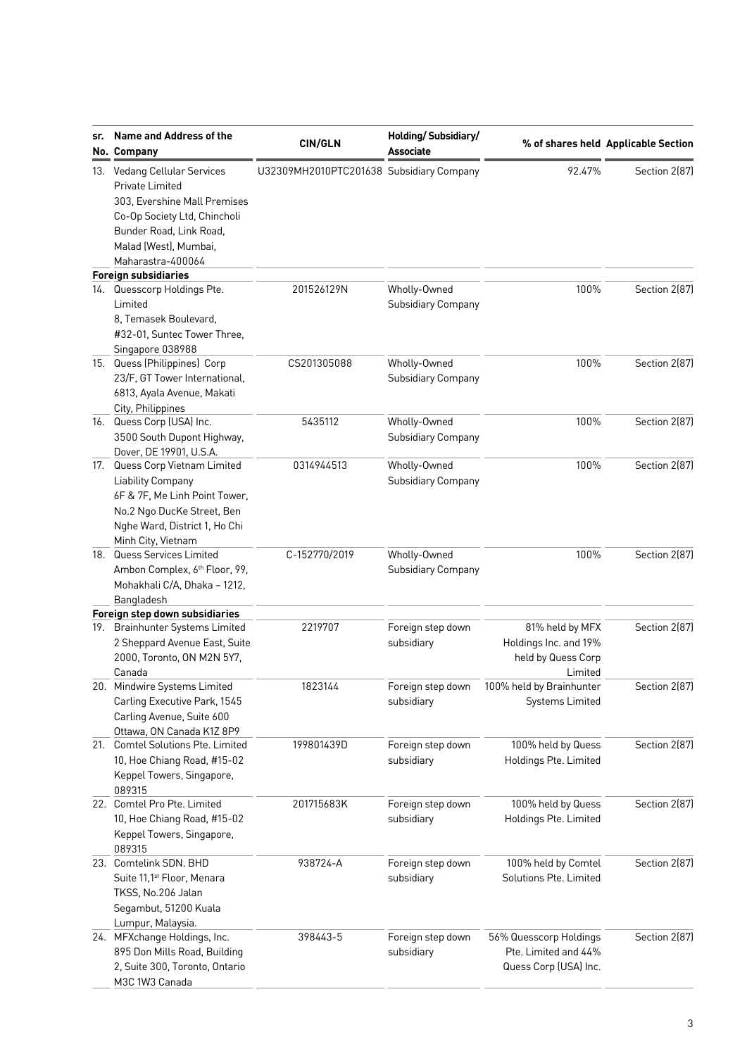| sr. No. | Name and Address of the Company | CIN/GLN | Holding/ Subsidiary/ Associate | % of shares held | Applicable Section |
|---|---|---|---|---|---|
| 13. | Vedang Cellular Services Private Limited 303, Evershine Mall Premises Co-Op Society Ltd, Chincholi Bunder Road, Link Road, Malad (West), Mumbai, Maharastra-400064 | U32309MH2010PTC201638 | Subsidiary Company | 92.47% | Section 2(87) |
| **Foreign subsidiaries** | | | | | |
| 14. | Quesscorp Holdings Pte. Limited 8, Temasek Boulevard, #32-01, Suntec Tower Three, Singapore 038988 | 201526129N | Wholly-Owned Subsidiary Company | 100% | Section 2(87) |
| 15. | Quess (Philippines) Corp 23/F, GT Tower International, 6813, Ayala Avenue, Makati City, Philippines | CS201305088 | Wholly-Owned Subsidiary Company | 100% | Section 2(87) |
| 16. | Quess Corp (USA) Inc. 3500 South Dupont Highway, Dover, DE 19901, U.S.A. | 5435112 | Wholly-Owned Subsidiary Company | 100% | Section 2(87) |
| 17. | Quess Corp Vietnam Limited Liability Company 6F & 7F, Me Linh Point Tower, No.2 Ngo DucKe Street, Ben Nghe Ward, District 1, Ho Chi Minh City, Vietnam | 0314944513 | Wholly-Owned Subsidiary Company | 100% | Section 2(87) |
| 18. | Quess Services Limited Ambon Complex, 6th Floor, 99, Mohakhali C/A, Dhaka – 1212, Bangladesh | C-152770/2019 | Wholly-Owned Subsidiary Company | 100% | Section 2(87) |
| **Foreign step down subsidiaries** | | | | | |
| 19. | Brainhunter Systems Limited 2 Sheppard Avenue East, Suite 2000, Toronto, ON M2N 5Y7, Canada | 2219707 | Foreign step down subsidiary | 81% held by MFX Holdings Inc. and 19% held by Quess Corp Limited | Section 2(87) |
| 20. | Mindwire Systems Limited Carling Executive Park, 1545 Carling Avenue, Suite 600 Ottawa, ON Canada K1Z 8P9 | 1823144 | Foreign step down subsidiary | 100% held by Brainhunter Systems Limited | Section 2(87) |
| 21. | Comtel Solutions Pte. Limited 10, Hoe Chiang Road, #15-02 Keppel Towers, Singapore, 089315 | 199801439D | Foreign step down subsidiary | 100% held by Quess Holdings Pte. Limited | Section 2(87) |
| 22. | Comtel Pro Pte. Limited 10, Hoe Chiang Road, #15-02 Keppel Towers, Singapore, 089315 | 201715683K | Foreign step down subsidiary | 100% held by Quess Holdings Pte. Limited | Section 2(87) |
| 23. | Comtelink SDN. BHD Suite 11,1st Floor, Menara TKSS, No.206 Jalan Segambut, 51200 Kuala Lumpur, Malaysia. | 938724-A | Foreign step down subsidiary | 100% held by Comtel Solutions Pte. Limited | Section 2(87) |
| 24. | MFXchange Holdings, Inc. 895 Don Mills Road, Building 2, Suite 300, Toronto, Ontario M3C 1W3 Canada | 398443-5 | Foreign step down subsidiary | 56% Quesscorp Holdings Pte. Limited and 44% Quess Corp (USA) Inc. | Section 2(87) |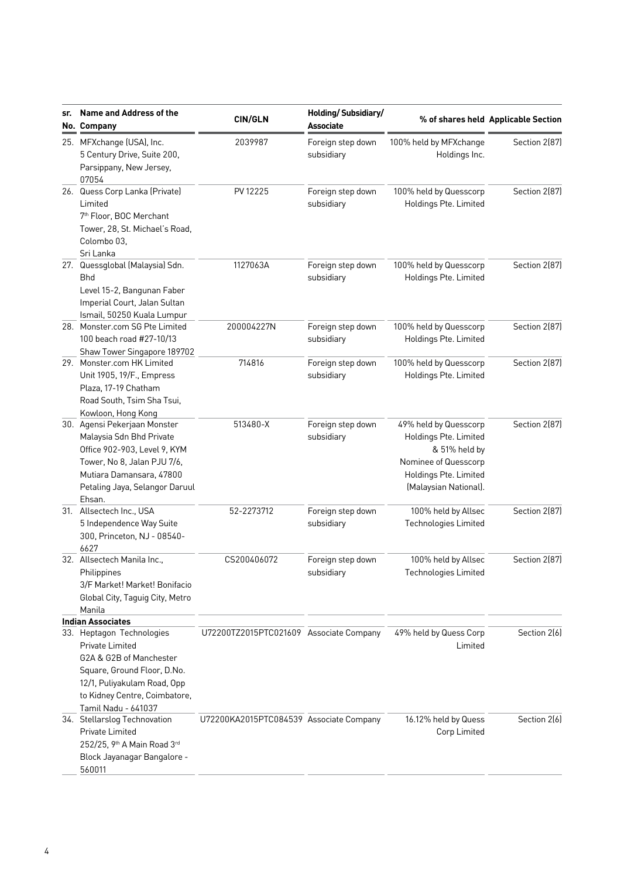| sr. No. | Name and Address of the Company | CIN/GLN | Holding/ Subsidiary/ Associate | % of shares held | Applicable Section |
|---|---|---|---|---|---|
| 25. | MFXchange (USA), Inc. 5 Century Drive, Suite 200, Parsippany, New Jersey, 07054 | 2039987 | Foreign step down subsidiary | 100% held by MFXchange Holdings Inc. | Section 2(87) |
| 26. | Quess Corp Lanka (Private) Limited 7th Floor, BOC Merchant Tower, 28, St. Michael's Road, Colombo 03, Sri Lanka | PV 12225 | Foreign step down subsidiary | 100% held by Quesscorp Holdings Pte. Limited | Section 2(87) |
| 27. | Quessglobal (Malaysia) Sdn. Bhd Level 15-2, Bangunan Faber Imperial Court, Jalan Sultan Ismail, 50250 Kuala Lumpur | 1127063A | Foreign step down subsidiary | 100% held by Quesscorp Holdings Pte. Limited | Section 2(87) |
| 28. | Monster.com SG Pte Limited 100 beach road #27-10/13 Shaw Tower Singapore 189702 | 200004227N | Foreign step down subsidiary | 100% held by Quesscorp Holdings Pte. Limited | Section 2(87) |
| 29. | Monster.com HK Limited Unit 1905, 19/F., Empress Plaza, 17-19 Chatham Road South, Tsim Sha Tsui, Kowloon, Hong Kong | 714816 | Foreign step down subsidiary | 100% held by Quesscorp Holdings Pte. Limited | Section 2(87) |
| 30. | Agensi Pekerjaan Monster Malaysia Sdn Bhd Private Office 902-903, Level 9, KYM Tower, No 8, Jalan PJU 7/6, Mutiara Damansara, 47800 Petaling Jaya, Selangor Daruul Ehsan. | 513480-X | Foreign step down subsidiary | 49% held by Quesscorp Holdings Pte. Limited & 51% held by Nominee of Quesscorp Holdings Pte. Limited (Malaysian National). | Section 2(87) |
| 31. | Allsectech Inc., USA 5 Independence Way Suite 300, Princeton, NJ - 08540-6627 | 52-2273712 | Foreign step down subsidiary | 100% held by Allsec Technologies Limited | Section 2(87) |
| 32. | Allsectech Manila Inc., Philippines 3/F Market! Market! Bonifacio Global City, Taguig City, Metro Manila | CS200406072 | Foreign step down subsidiary | 100% held by Allsec Technologies Limited | Section 2(87) |
| | **Indian Associates** | | | | |
| 33. | Heptagon Technologies Private Limited G2A & G2B of Manchester Square, Ground Floor, D.No. 12/1, Puliyakulam Road, Opp to Kidney Centre, Coimbatore, Tamil Nadu - 641037 | U72200TZ2015PTC021609 | Associate Company | 49% held by Quess Corp Limited | Section 2(6) |
| 34. | Stellarslog Technovation Private Limited 252/25, 9th A Main Road 3rd Block Jayanagar Bangalore - 560011 | U72200KA2015PTC084539 | Associate Company | 16.12% held by Quess Corp Limited | Section 2(6) |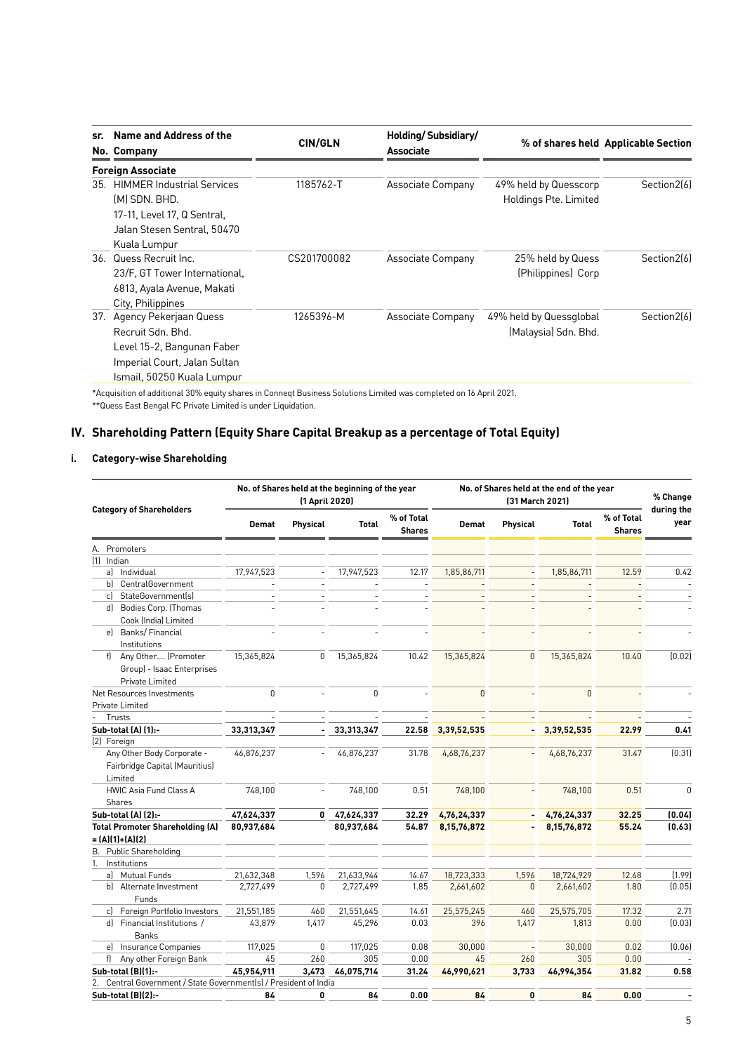| sr. No. | Name and Address of the Company | CIN/GLN | Holding/ Subsidiary/ Associate | % of shares held | Applicable Section |
|---|---|---|---|---|---|
| | **Foreign Associate** | | | | |
| 35. | HIMMER Industrial Services (M) SDN. BHD. 17-11, Level 17, Q Sentral, Jalan Stesen Sentral, 50470 Kuala Lumpur | 1185762-T | Associate Company | 49% held by Quesscorp Holdings Pte. Limited | Section2(6) |
| 36. | Quess Recruit Inc. 23/F, GT Tower International, 6813, Ayala Avenue, Makati City, Philippines | CS201700082 | Associate Company | 25% held by Quess (Philippines) Corp | Section2(6) |
| 37. | Agency Pekerjaan Quess Recruit Sdn. Bhd. Level 15-2, Bangunan Faber Imperial Court, Jalan Sultan Ismail, 50250 Kuala Lumpur | 1265396-M | Associate Company | 49% held by Quessglobal (Malaysia) Sdn. Bhd. | Section2(6) |

*Acquisition of additional 30% equity shares in Conneqt Business Solutions Limited was completed on 16 April 2021.

**Quess East Bengal FC Private Limited is under Liquidation.

## IV. Shareholding Pattern (Equity Share Capital Breakup as a percentage of Total Equity)

### i. Category-wise Shareholding

| Category of Shareholders | No. of Shares held at the beginning of the year (1 April 2020) | | | | No. of Shares held at the end of the year (31 March 2021) | | | | % Change during the year |
|---|---|---|---|---|---|---|---|---|---|
| | Demat | Physical | Total | % of Total Shares | Demat | Physical | Total | % of Total Shares | |
| A. Promoters | | | | | | | | | |
| (1) Indian | | | | | | | | | |
| a) Individual | 17,947,523 | - | 17,947,523 | 12.17 | 1,85,86,711 | - | 1,85,86,711 | 12.59 | 0.42 |
| b) CentralGovernment | - | - | - | - | - | - | - | - | - |
| c) StateGovernment(s) | - | - | - | - | - | - | - | - | - |
| d) Bodies Corp. (Thomas Cook (India) Limited | - | - | - | - | - | - | - | - | - |
| e) Banks/ Financial Institutions | - | - | - | - | - | - | - | - | - |
| f) Any Other.... (Promoter Group) - Isaac Enterprises Private Limited | 15,365,824 | 0 | 15,365,824 | 10.42 | 15,365,824 | 0 | 15,365,824 | 10.40 | (0.02) |
| Net Resources Investments Private Limited | 0 | - | 0 | - | 0 | - | 0 | - | - |
| - Trusts | - | - | - | - | - | - | - | - | - |
| **Sub-total (A) (1):-** | **33,313,347** | **-** | **33,313,347** | **22.58** | **3,39,52,535** | **-** | **3,39,52,535** | **22.99** | **0.41** |
| (2) Foreign | | | | | | | | | |
| Any Other Body Corporate - Fairbridge Capital (Mauritius) Limited | 46,876,237 | - | 46,876,237 | 31.78 | 4,68,76,237 | - | 4,68,76,237 | 31.47 | (0.31) |
| HWIC Asia Fund Class A Shares | 748,100 | - | 748,100 | 0.51 | 748,100 | - | 748,100 | 0.51 | 0 |
| **Sub-total (A) (2):-** | **47,624,337** | **0** | **47,624,337** | **32.29** | **4,76,24,337** | **-** | **4,76,24,337** | **32.25** | **(0.04)** |
| **Total Promoter Shareholding (A) = (A)(1)+(A)(2)** | **80,937,684** | | **80,937,684** | **54.87** | **8,15,76,872** | **-** | **8,15,76,872** | **55.24** | **(0.63)** |
| B. Public Shareholding | | | | | | | | | |
| 1. Institutions | | | | | | | | | |
| a) Mutual Funds | 21,632,348 | 1,596 | 21,633,944 | 14.67 | 18,723,333 | 1,596 | 18,724,929 | 12.68 | (1.99) |
| b) Alternate Investment Funds | 2,727,499 | 0 | 2,727,499 | 1.85 | 2,661,602 | 0 | 2,661,602 | 1.80 | (0.05) |
| c) Foreign Portfolio Investors | 21,551,185 | 460 | 21,551,645 | 14.61 | 25,575,245 | 460 | 25,575,705 | 17.32 | 2.71 |
| d) Financial Institutions / Banks | 43,879 | 1,417 | 45,296 | 0.03 | 396 | 1,417 | 1,813 | 0.00 | (0.03) |
| e) Insurance Companies | 117,025 | 0 | 117,025 | 0.08 | 30,000 | - | 30,000 | 0.02 | (0.06) |
| f) Any other Foreign Bank | 45 | 260 | 305 | 0.00 | 45 | 260 | 305 | 0.00 | - |
| **Sub-total (B)(1):-** | **45,954,911** | **3,473** | **46,075,714** | **31.24** | **46,990,621** | **3,733** | **46,994,354** | **31.82** | **0.58** |
| 2. Central Government / State Government(s) / President of India | | | | | | | | | |
| **Sub-total (B)(2):-** | **84** | **0** | **84** | **0.00** | **84** | **0** | **84** | **0.00** | **-** |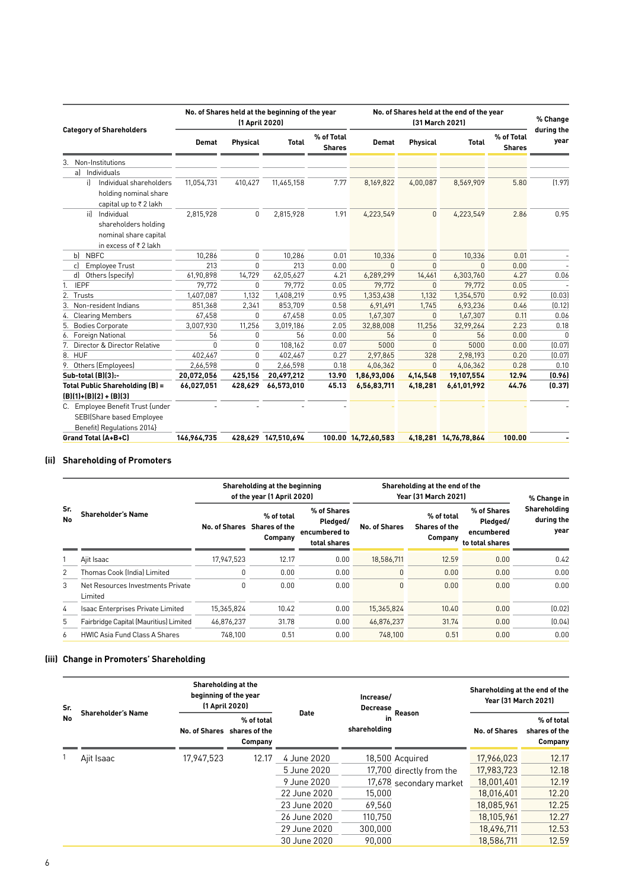| Category of Shareholders | No. of Shares held at the beginning of the year (1 April 2020) | | | | No. of Shares held at the end of the year (31 March 2021) | | | | % Change during the year |
|---|---|---|---|---|---|---|---|---|---|
| | Demat | Physical | Total | % of Total Shares | Demat | Physical | Total | % of Total Shares | |
| 3. Non-Institutions | | | | | | | | | |
| a) Individuals | | | | | | | | | |
| i) Individual shareholders holding nominal share capital up to ₹ 2 lakh | 11,054,731 | 410,427 | 11,465,158 | 7.77 | 8,169,822 | 4,00,087 | 8,569,909 | 5.80 | (1.97) |
| ii) Individual shareholders holding nominal share capital in excess of ₹ 2 lakh | 2,815,928 | 0 | 2,815,928 | 1.91 | 4,223,549 | 0 | 4,223,549 | 2.86 | 0.95 |
| b) NBFC | 10,286 | 0 | 10,286 | 0.01 | 10,336 | 0 | 10,336 | 0.01 | - |
| c) Employee Trust | 213 | 0 | 213 | 0.00 | 0 | 0 | 0 | 0.00 | - |
| d) Others (specify) | 61,90,898 | 14,729 | 62,05,627 | 4.21 | 6,289,299 | 14,461 | 6,303,760 | 4.27 | 0.06 |
| 1. IEPF | 79,772 | 0 | 79,772 | 0.05 | 79,772 | 0 | 79,772 | 0.05 | - |
| 2. Trusts | 1,407,087 | 1,132 | 1,408,219 | 0.95 | 1,353,438 | 1,132 | 1,354,570 | 0.92 | (0.03) |
| 3. Non-resident Indians | 851,368 | 2,341 | 853,709 | 0.58 | 6,91,491 | 1,745 | 6,93,236 | 0.46 | (0.12) |
| 4. Clearing Members | 67,458 | 0 | 67,458 | 0.05 | 1,67,307 | 0 | 1,67,307 | 0.11 | 0.06 |
| 5. Bodies Corporate | 3,007,930 | 11,256 | 3,019,186 | 2.05 | 32,88,008 | 11,256 | 32,99,264 | 2.23 | 0.18 |
| 6. Foreign National | 56 | 0 | 56 | 0.00 | 56 | 0 | 56 | 0.00 | 0 |
| 7. Director & Director Relative | 0 | 0 | 108,162 | 0.07 | 5000 | 0 | 5000 | 0.00 | (0.07) |
| 8. HUF | 402,467 | 0 | 402,467 | 0.27 | 2,97,865 | 328 | 2,98,193 | 0.20 | (0.07) |
| 9. Others (Employees) | 2,66,598 | 0 | 2,66,598 | 0.18 | 4,06,362 | 0 | 4,06,362 | 0.28 | 0.10 |
| **Sub-total (B)(3):-** | **20,072,056** | **425,156** | **20,497,212** | **13.90** | **1,86,93,006** | **4,14,548** | **19,107,554** | **12.94** | **(0.96)** |
| **Total Public Shareholding (B) = (B)(1)+(B)(2) + (B)(3)** | **66,027,051** | **428,629** | **66,573,010** | **45.13** | **6,56,83,711** | **4,18,281** | **6,61,01,992** | **44.76** | **(0.37)** |
| C. Employee Benefit Trust (under SEBI(Share based Employee Benefit) Regulations 2014) | - | - | - | - | - | - | - | - | - |
| **Grand Total (A+B+C)** | **146,964,735** | **428,629** | **147,510,694** | **100.00** | **14,72,60,583** | **4,18,281** | **14,76,78,864** | **100.00** | **-** |

### (ii) Shareholding of Promoters

| Sr. No | Shareholder's Name | Shareholding at the beginning of the year (1 April 2020) | | | Shareholding at the end of the Year (31 March 2021) | | | % Change in Shareholding during the year |
|---|---|---|---|---|---|---|---|---|
| | | No. of Shares | % of total Shares of the Company | % of Shares Pledged/ encumbered to total shares | No. of Shares | % of total Shares of the Company | % of Shares Pledged/ encumbered to total shares | |
| 1 | Ajit Isaac | 17,947,523 | 12.17 | 0.00 | 18,586,711 | 12.59 | 0.00 | 0.42 |
| 2 | Thomas Cook (India) Limited | 0 | 0.00 | 0.00 | 0 | 0.00 | 0.00 | 0.00 |
| 3 | Net Resources Investments Private Limited | 0 | 0.00 | 0.00 | 0 | 0.00 | 0.00 | 0.00 |
| 4 | Isaac Enterprises Private Limited | 15,365,824 | 10.42 | 0.00 | 15,365,824 | 10.40 | 0.00 | (0.02) |
| 5 | Fairbridge Capital (Mauritius) Limited | 46,876,237 | 31.78 | 0.00 | 46,876,237 | 31.74 | 0.00 | (0.04) |
| 6 | HWIC Asia Fund Class A Shares | 748,100 | 0.51 | 0.00 | 748,100 | 0.51 | 0.00 | 0.00 |

### (iii) Change in Promoters' Shareholding

| Sr. No | Shareholder's Name | Shareholding at the beginning of the year (1 April 2020) | | Date | Increase/ Decrease in shareholding | Reason | Shareholding at the end of the Year (31 March 2021) | |
|---|---|---|---|---|---|---|---|---|
| | | No. of Shares | % of total shares of the Company | | | | No. of Shares | % of total shares of the Company |
| 1 | Ajit Isaac | 17,947,523 | 12.17 | 4 June 2020 | 18,500 | Acquired directly from the secondary market | 17,966,023 | 12.17 |
| | | | | 5 June 2020 | 17,700 | | 17,983,723 | 12.18 |
| | | | | 9 June 2020 | 17,678 | | 18,001,401 | 12.19 |
| | | | | 22 June 2020 | 15,000 | | 18,016,401 | 12.20 |
| | | | | 23 June 2020 | 69,560 | | 18,085,961 | 12.25 |
| | | | | 26 June 2020 | 110,750 | | 18,105,961 | 12.27 |
| | | | | 29 June 2020 | 300,000 | | 18,496,711 | 12.53 |
| | | | | 30 June 2020 | 90,000 | | 18,586,711 | 12.59 |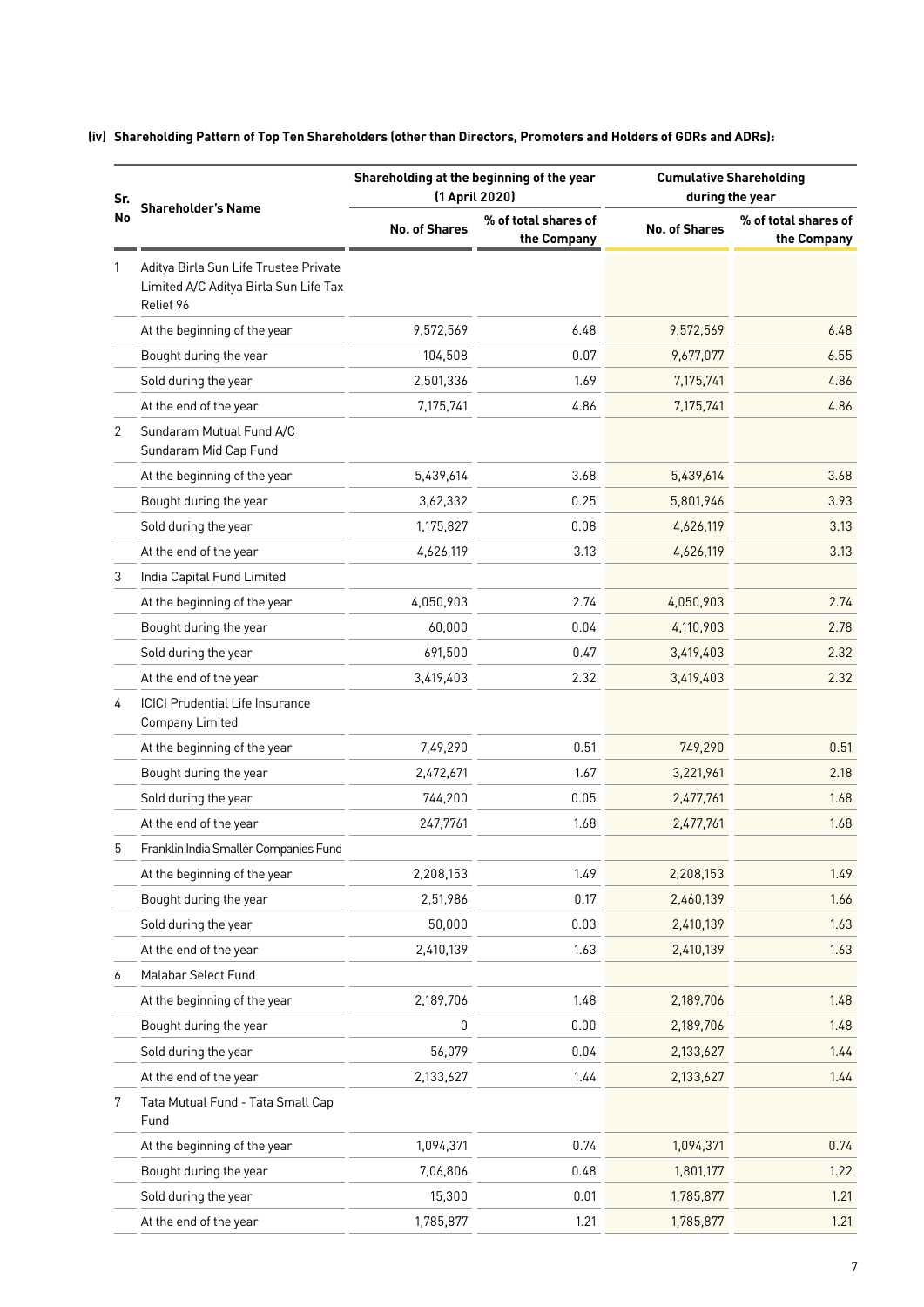**(iv) Shareholding Pattern of Top Ten Shareholders (other than Directors, Promoters and Holders of GDRs and ADRs):**

| Sr. No | Shareholder's Name | Shareholding at the beginning of the year (1 April 2020) | | Cumulative Shareholding during the year | |
|---|---|---|---|---|---|
| | | No. of Shares | % of total shares of the Company | No. of Shares | % of total shares of the Company |
| 1 | Aditya Birla Sun Life Trustee Private Limited A/C Aditya Birla Sun Life Tax Relief 96 | | | | |
| | At the beginning of the year | 9,572,569 | 6.48 | 9,572,569 | 6.48 |
| | Bought during the year | 104,508 | 0.07 | 9,677,077 | 6.55 |
| | Sold during the year | 2,501,336 | 1.69 | 7,175,741 | 4.86 |
| | At the end of the year | 7,175,741 | 4.86 | 7,175,741 | 4.86 |
| 2 | Sundaram Mutual Fund A/C Sundaram Mid Cap Fund | | | | |
| | At the beginning of the year | 5,439,614 | 3.68 | 5,439,614 | 3.68 |
| | Bought during the year | 3,62,332 | 0.25 | 5,801,946 | 3.93 |
| | Sold during the year | 1,175,827 | 0.08 | 4,626,119 | 3.13 |
| | At the end of the year | 4,626,119 | 3.13 | 4,626,119 | 3.13 |
| 3 | India Capital Fund Limited | | | | |
| | At the beginning of the year | 4,050,903 | 2.74 | 4,050,903 | 2.74 |
| | Bought during the year | 60,000 | 0.04 | 4,110,903 | 2.78 |
| | Sold during the year | 691,500 | 0.47 | 3,419,403 | 2.32 |
| | At the end of the year | 3,419,403 | 2.32 | 3,419,403 | 2.32 |
| 4 | ICICI Prudential Life Insurance Company Limited | | | | |
| | At the beginning of the year | 7,49,290 | 0.51 | 749,290 | 0.51 |
| | Bought during the year | 2,472,671 | 1.67 | 3,221,961 | 2.18 |
| | Sold during the year | 744,200 | 0.05 | 2,477,761 | 1.68 |
| | At the end of the year | 247,7761 | 1.68 | 2,477,761 | 1.68 |
| 5 | Franklin India Smaller Companies Fund | | | | |
| | At the beginning of the year | 2,208,153 | 1.49 | 2,208,153 | 1.49 |
| | Bought during the year | 2,51,986 | 0.17 | 2,460,139 | 1.66 |
| | Sold during the year | 50,000 | 0.03 | 2,410,139 | 1.63 |
| | At the end of the year | 2,410,139 | 1.63 | 2,410,139 | 1.63 |
| 6 | Malabar Select Fund | | | | |
| | At the beginning of the year | 2,189,706 | 1.48 | 2,189,706 | 1.48 |
| | Bought during the year | 0 | 0.00 | 2,189,706 | 1.48 |
| | Sold during the year | 56,079 | 0.04 | 2,133,627 | 1.44 |
| | At the end of the year | 2,133,627 | 1.44 | 2,133,627 | 1.44 |
| 7 | Tata Mutual Fund - Tata Small Cap Fund | | | | |
| | At the beginning of the year | 1,094,371 | 0.74 | 1,094,371 | 0.74 |
| | Bought during the year | 7,06,806 | 0.48 | 1,801,177 | 1.22 |
| | Sold during the year | 15,300 | 0.01 | 1,785,877 | 1.21 |
| | At the end of the year | 1,785,877 | 1.21 | 1,785,877 | 1.21 |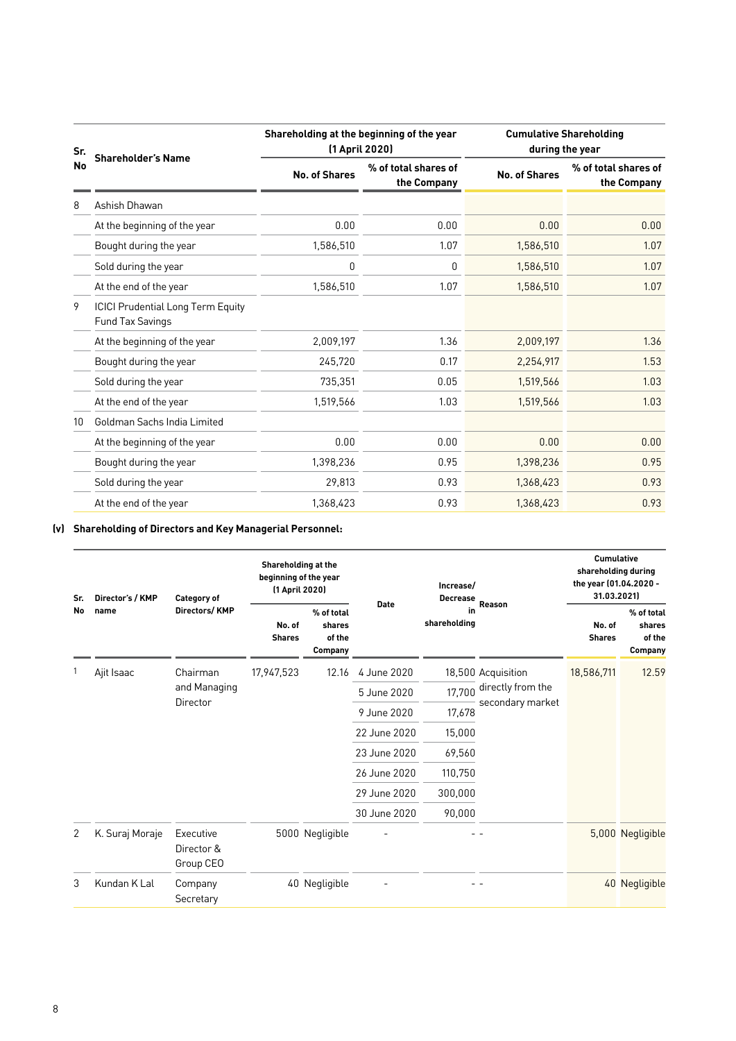| Sr. No | Shareholder's Name | Shareholding at the beginning of the year (1 April 2020) | | Cumulative Shareholding during the year | |
|---|---|---|---|---|---|
| | | No. of Shares | % of total shares of the Company | No. of Shares | % of total shares of the Company |
| 8 | Ashish Dhawan | | | | |
| | At the beginning of the year | 0.00 | 0.00 | 0.00 | 0.00 |
| | Bought during the year | 1,586,510 | 1.07 | 1,586,510 | 1.07 |
| | Sold during the year | 0 | 0 | 1,586,510 | 1.07 |
| | At the end of the year | 1,586,510 | 1.07 | 1,586,510 | 1.07 |
| 9 | ICICI Prudential Long Term Equity Fund Tax Savings | | | | |
| | At the beginning of the year | 2,009,197 | 1.36 | 2,009,197 | 1.36 |
| | Bought during the year | 245,720 | 0.17 | 2,254,917 | 1.53 |
| | Sold during the year | 735,351 | 0.05 | 1,519,566 | 1.03 |
| | At the end of the year | 1,519,566 | 1.03 | 1,519,566 | 1.03 |
| 10 | Goldman Sachs India Limited | | | | |
| | At the beginning of the year | 0.00 | 0.00 | 0.00 | 0.00 |
| | Bought during the year | 1,398,236 | 0.95 | 1,398,236 | 0.95 |
| | Sold during the year | 29,813 | 0.93 | 1,368,423 | 0.93 |
| | At the end of the year | 1,368,423 | 0.93 | 1,368,423 | 0.93 |

**(v) Shareholding of Directors and Key Managerial Personnel:**

| Sr. No | Director's / KMP name | Category of Directors/ KMP | Shareholding at the beginning of the year (1 April 2020) | | Date | Increase/ Decrease in shareholding | Reason | Cumulative shareholding during the year (01.04.2020 - 31.03.2021) | |
|---|---|---|---|---|---|---|---|---|---|
| | | | No. of Shares | % of total shares of the Company | | | | No. of Shares | % of total shares of the Company |
| 1 | Ajit Isaac | Chairman and Managing Director | 17,947,523 | 12.16 | 4 June 2020 | 18,500 | Acquisition directly from the secondary market | 18,586,711 | 12.59 |
| | | | | | 5 June 2020 | 17,700 | | | |
| | | | | | 9 June 2020 | 17,678 | | | |
| | | | | | 22 June 2020 | 15,000 | | | |
| | | | | | 23 June 2020 | 69,560 | | | |
| | | | | | 26 June 2020 | 110,750 | | | |
| | | | | | 29 June 2020 | 300,000 | | | |
| | | | | | 30 June 2020 | 90,000 | | | |
| 2 | K. Suraj Moraje | Executive Director & Group CEO | 5000 | Negligible | - | - | - | 5,000 | Negligible |
| 3 | Kundan K Lal | Company Secretary | 40 | Negligible | - | - | - | 40 | Negligible |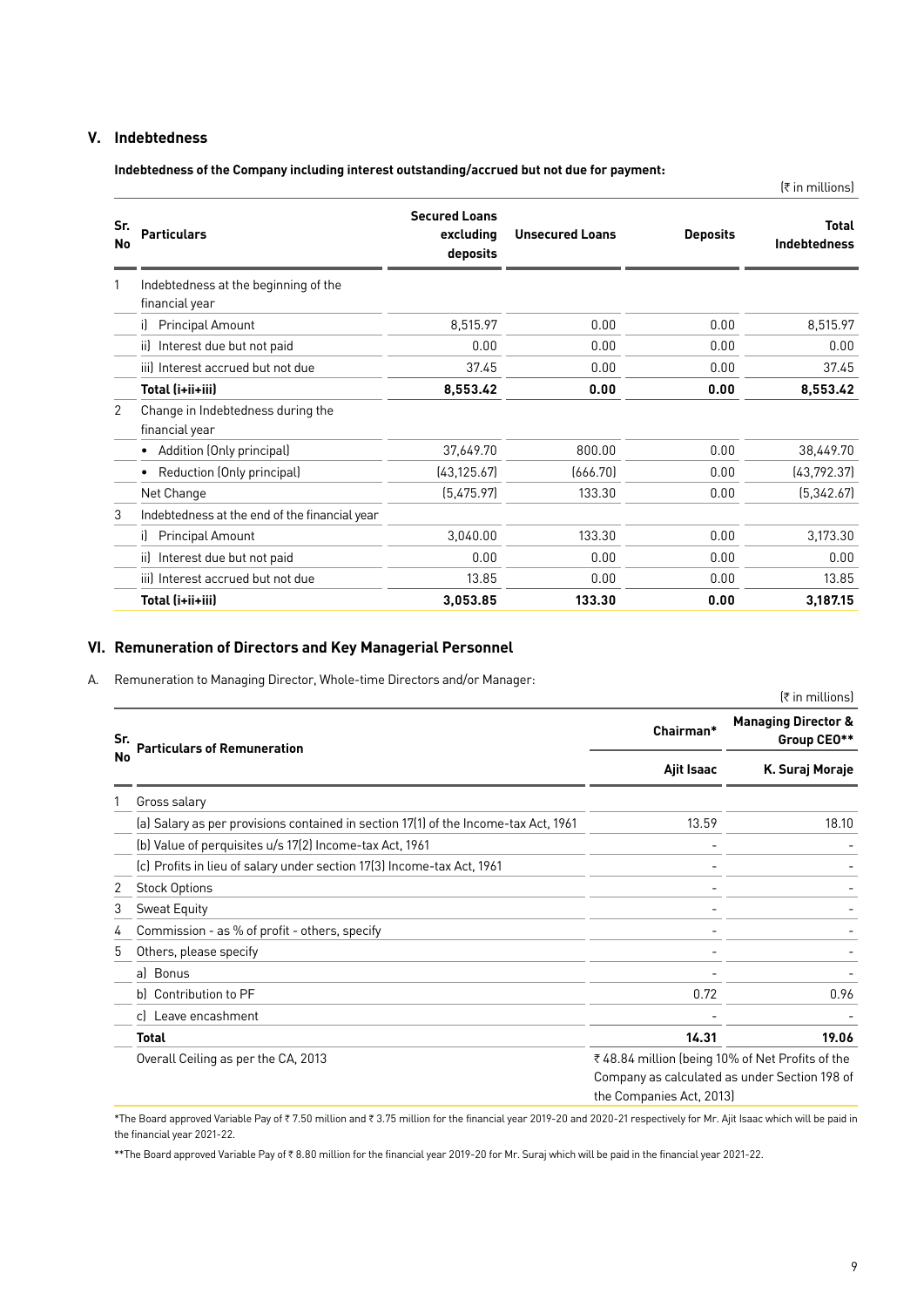## V. Indebtedness

**Indebtedness of the Company including interest outstanding/accrued but not due for payment:**

(₹ in millions)

| Sr. No | Particulars | Secured Loans excluding deposits | Unsecured Loans | Deposits | Total Indebtedness |
|---|---|---|---|---|---|
| 1 | Indebtedness at the beginning of the financial year | | | | |
| | i) Principal Amount | 8,515.97 | 0.00 | 0.00 | 8,515.97 |
| | ii) Interest due but not paid | 0.00 | 0.00 | 0.00 | 0.00 |
| | iii) Interest accrued but not due | 37.45 | 0.00 | 0.00 | 37.45 |
| | **Total (i+ii+iii)** | **8,553.42** | **0.00** | **0.00** | **8,553.42** |
| 2 | Change in Indebtedness during the financial year | | | | |
| | • Addition (Only principal) | 37,649.70 | 800.00 | 0.00 | 38,449.70 |
| | • Reduction (Only principal) | (43,125.67) | (666.70) | 0.00 | (43,792.37) |
| | Net Change | (5,475.97) | 133.30 | 0.00 | (5,342.67) |
| 3 | Indebtedness at the end of the financial year | | | | |
| | i) Principal Amount | 3,040.00 | 133.30 | 0.00 | 3,173.30 |
| | ii) Interest due but not paid | 0.00 | 0.00 | 0.00 | 0.00 |
| | iii) Interest accrued but not due | 13.85 | 0.00 | 0.00 | 13.85 |
| | **Total (i+ii+iii)** | **3,053.85** | **133.30** | **0.00** | **3,187.15** |

## VI. Remuneration of Directors and Key Managerial Personnel

A. Remuneration to Managing Director, Whole-time Directors and/or Manager:

(₹ in millions)

| Sr. No | Particulars of Remuneration | Chairman* | Managing Director & Group CEO** |
|---|---|---|---|
| | | Ajit Isaac | K. Suraj Moraje |
| 1 | Gross salary | | |
| | (a) Salary as per provisions contained in section 17(1) of the Income-tax Act, 1961 | 13.59 | 18.10 |
| | (b) Value of perquisites u/s 17(2) Income-tax Act, 1961 | - | - |
| | (c) Profits in lieu of salary under section 17(3) Income-tax Act, 1961 | - | - |
| 2 | Stock Options | - | - |
| 3 | Sweat Equity | - | - |
| 4 | Commission - as % of profit - others, specify | - | - |
| 5 | Others, please specify | - | - |
| | a) Bonus | - | - |
| | b) Contribution to PF | 0.72 | 0.96 |
| | c) Leave encashment | - | - |
| | **Total** | **14.31** | **19.06** |
| | Overall Ceiling as per the CA, 2013 | ₹ 48.84 million (being 10% of Net Profits of the Company as calculated as under Section 198 of the Companies Act, 2013) | |

*The Board approved Variable Pay of ₹ 7.50 million and ₹ 3.75 million for the financial year 2019-20 and 2020-21 respectively for Mr. Ajit Isaac which will be paid in the financial year 2021-22.

**The Board approved Variable Pay of ₹ 8.80 million for the financial year 2019-20 for Mr. Suraj which will be paid in the financial year 2021-22.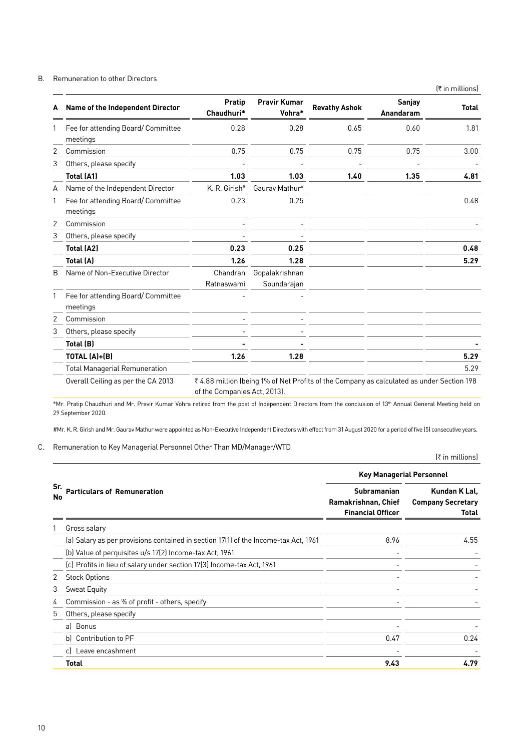B. Remuneration to other Directors

(₹ in millions)

| A | Name of the Independent Director | Pratip Chaudhuri* | Pravir Kumar Vohra* | Revathy Ashok | Sanjay Anandaram | Total |
|---|---|---|---|---|---|---|
| 1 | Fee for attending Board/ Committee meetings | 0.28 | 0.28 | 0.65 | 0.60 | 1.81 |
| 2 | Commission | 0.75 | 0.75 | 0.75 | 0.75 | 3.00 |
| 3 | Others, please specify | - | - | - | - | - |
| | **Total (A1)** | **1.03** | **1.03** | **1.40** | **1.35** | **4.81** |
| A | Name of the Independent Director | K. R. Girish# | Gaurav Mathur# | | | |
| 1 | Fee for attending Board/ Committee meetings | 0.23 | 0.25 | | | 0.48 |
| 2 | Commission | - | - | | | - |
| 3 | Others, please specify | - | - | | | |
| | **Total (A2)** | **0.23** | **0.25** | | | **0.48** |
| | **Total (A)** | **1.26** | **1.28** | | | **5.29** |
| B | Name of Non-Executive Director | Chandran Ratnaswami | Gopalakrishnan Soundarajan | | | |
| 1 | Fee for attending Board/ Committee meetings | - | - | | | |
| 2 | Commission | - | - | | | |
| 3 | Others, please specify | - | - | | | |
| | **Total (B)** | **-** | **-** | | | **-** |
| | **TOTAL (A)+(B)** | **1.26** | **1.28** | | | **5.29** |
| | Total Managerial Remuneration | | | | | 5.29 |
| | Overall Ceiling as per the CA 2013 | ₹ 4.88 million (being 1% of Net Profits of the Company as calculated as under Section 198 of the Companies Act, 2013). | | | | |

*Mr. Pratip Chaudhuri and Mr. Pravir Kumar Vohra retired from the post of Independent Directors from the conclusion of 13th Annual General Meeting held on 29 September 2020.

#Mr. K. R. Girish and Mr. Gaurav Mathur were appointed as Non-Executive Independent Directors with effect from 31 August 2020 for a period of five (5) consecutive years.

C. Remuneration to Key Managerial Personnel Other Than MD/Manager/WTD

(₹ in millions)

| Sr. No | Particulars of Remuneration | Key Managerial Personnel | |
|---|---|---|---|
| | | Subramanian Ramakrishnan, Chief Financial Officer | Kundan K Lal, Company Secretary Total |
| 1 | Gross salary | | |
| | (a) Salary as per provisions contained in section 17(1) of the Income-tax Act, 1961 | 8.96 | 4.55 |
| | (b) Value of perquisites u/s 17(2) Income-tax Act, 1961 | - | - |
| | (c) Profits in lieu of salary under section 17(3) Income-tax Act, 1961 | - | - |
| 2 | Stock Options | - | - |
| 3 | Sweat Equity | - | - |
| 4 | Commission - as % of profit - others, specify | - | - |
| 5 | Others, please specify | | |
| | a) Bonus | - | - |
| | b) Contribution to PF | 0.47 | 0.24 |
| | c) Leave encashment | - | - |
| | **Total** | **9.43** | **4.79** |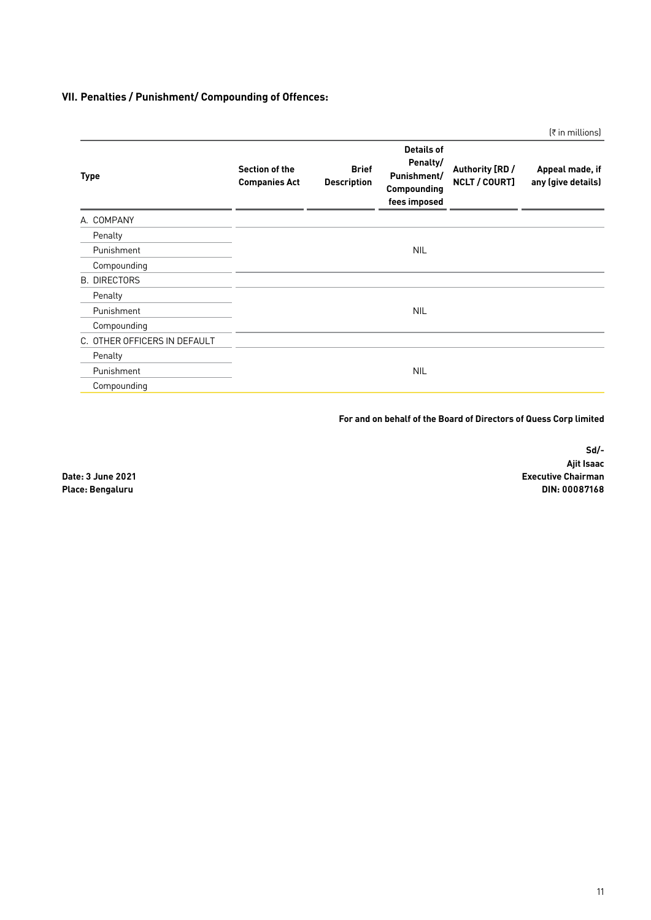## VII. Penalties / Punishment/ Compounding of Offences:

(₹ in millions)

| Type | Section of the Companies Act | Brief Description | Details of Penalty/ Punishment/ Compounding fees imposed | Authority [RD / NCLT / COURT] | Appeal made, if any (give details) |
|---|---|---|---|---|---|
| A. COMPANY | | | | | |
| Penalty | | | | | |
| Punishment | | | NIL | | |
| Compounding | | | | | |
| B. DIRECTORS | | | | | |
| Penalty | | | | | |
| Punishment | | | NIL | | |
| Compounding | | | | | |
| C. OTHER OFFICERS IN DEFAULT | | | | | |
| Penalty | | | | | |
| Punishment | | | NIL | | |
| Compounding | | | | | |

**For and on behalf of the Board of Directors of Quess Corp limited**

**Sd/-**
**Ajit Isaac**
**Executive Chairman**
**DIN: 00087168**

**Date: 3 June 2021**
**Place: Bengaluru**